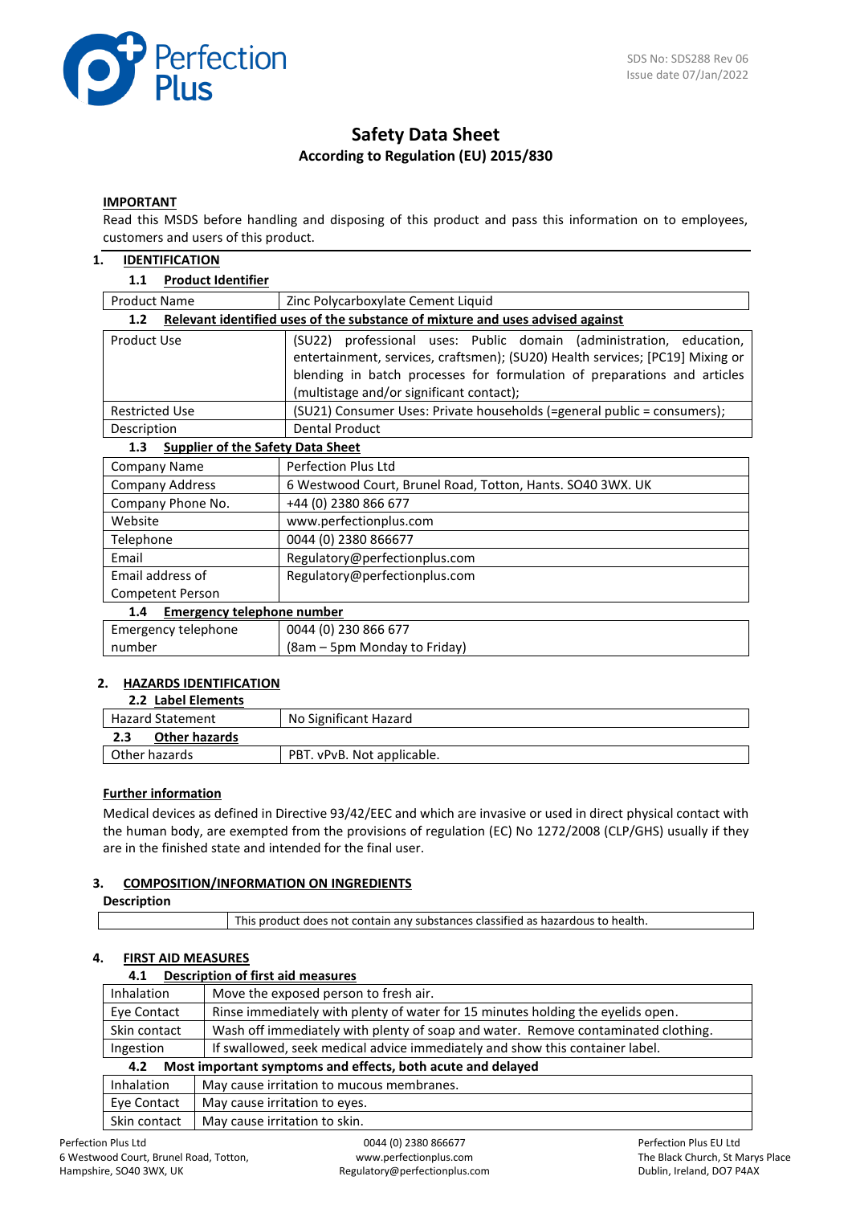SDS No: SDS288 Rev 06
Issue date 07/Jan/2022

# Safety Data Sheet

**According to Regulation (EU) 2015/830**

**IMPORTANT**

Read this MSDS before handling and disposing of this product and pass this information on to employees, customers and users of this product.

## 1. IDENTIFICATION

### 1.1 Product Identifier

| | |
|---|---|
| Product Name | Zinc Polycarboxylate Cement Liquid |

### 1.2 Relevant identified uses of the substance of mixture and uses advised against

| | |
|---|---|
| Product Use | (SU22) professional uses: Public domain (administration, education, entertainment, services, craftsmen); (SU20) Health services; [PC19] Mixing or blending in batch processes for formulation of preparations and articles (multistage and/or significant contact); |
| Restricted Use | (SU21) Consumer Uses: Private households (=general public = consumers); |
| Description | Dental Product |

### 1.3 Supplier of the Safety Data Sheet

| | |
|---|---|
| Company Name | Perfection Plus Ltd |
| Company Address | 6 Westwood Court, Brunel Road, Totton, Hants. SO40 3WX. UK |
| Company Phone No. | +44 (0) 2380 866 677 |
| Website | www.perfectionplus.com |
| Telephone | 0044 (0) 2380 866677 |
| Email | Regulatory@perfectionplus.com |
| Email address of Competent Person | Regulatory@perfectionplus.com |

### 1.4 Emergency telephone number

| | |
|---|---|
| Emergency telephone number | 0044 (0) 230 866 677 (8am – 5pm Monday to Friday) |

## 2. HAZARDS IDENTIFICATION

### 2.2 Label Elements

| | |
|---|---|
| Hazard Statement | No Significant Hazard |

### 2.3 Other hazards

| | |
|---|---|
| Other hazards | PBT. vPvB. Not applicable. |

**Further information**

Medical devices as defined in Directive 93/42/EEC and which are invasive or used in direct physical contact with the human body, are exempted from the provisions of regulation (EC) No 1272/2008 (CLP/GHS) usually if they are in the finished state and intended for the final user.

## 3. COMPOSITION/INFORMATION ON INGREDIENTS

**Description**

| | |
|---|---|
| | This product does not contain any substances classified as hazardous to health. |

## 4. FIRST AID MEASURES

### 4.1 Description of first aid measures

| | |
|---|---|
| Inhalation | Move the exposed person to fresh air. |
| Eye Contact | Rinse immediately with plenty of water for 15 minutes holding the eyelids open. |
| Skin contact | Wash off immediately with plenty of soap and water. Remove contaminated clothing. |
| Ingestion | If swallowed, seek medical advice immediately and show this container label. |

### 4.2 Most important symptoms and effects, both acute and delayed

| | |
|---|---|
| Inhalation | May cause irritation to mucous membranes. |
| Eye Contact | May cause irritation to eyes. |
| Skin contact | May cause irritation to skin. |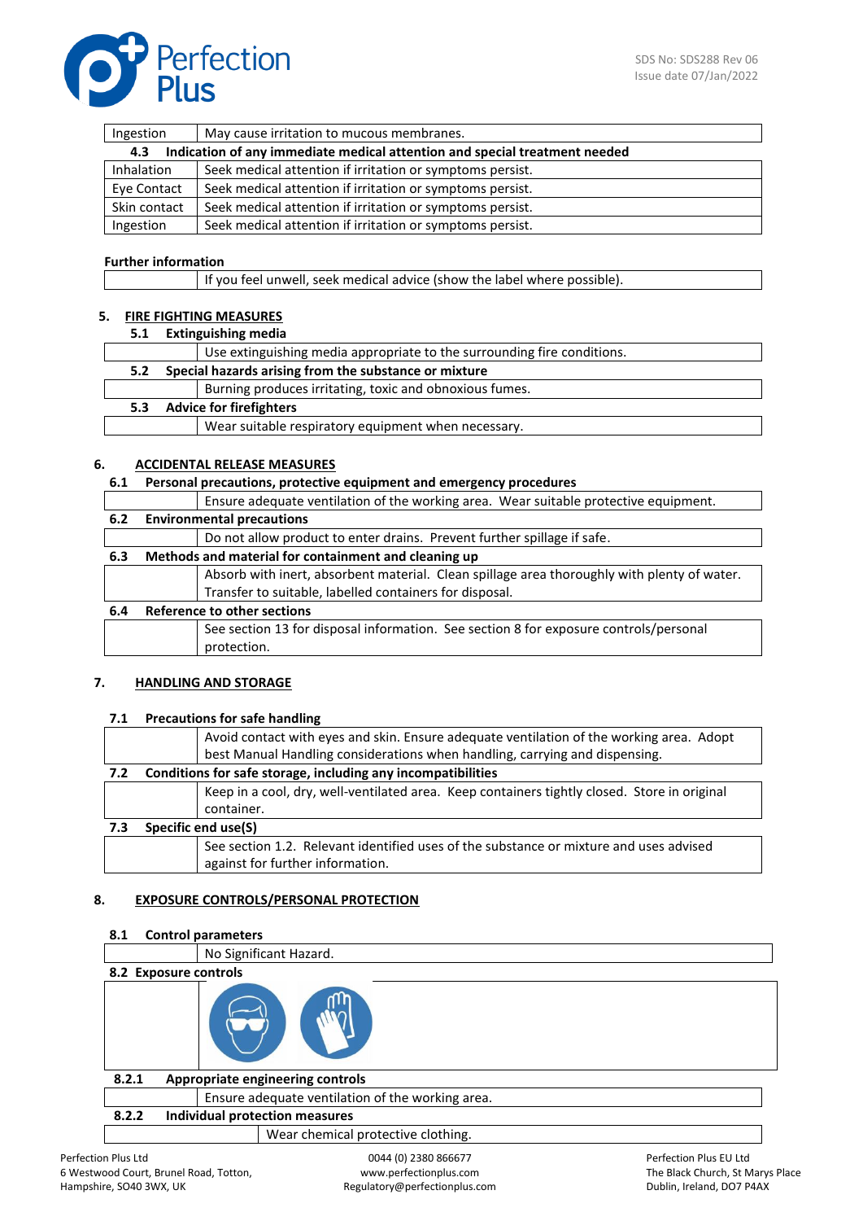| | |
|---|---|
| Ingestion | May cause irritation to mucous membranes. |

**4.3 Indication of any immediate medical attention and special treatment needed**

| | |
|---|---|
| Inhalation | Seek medical attention if irritation or symptoms persist. |
| Eye Contact | Seek medical attention if irritation or symptoms persist. |
| Skin contact | Seek medical attention if irritation or symptoms persist. |
| Ingestion | Seek medical attention if irritation or symptoms persist. |

**Further information**

| | |
|---|---|
| | If you feel unwell, seek medical advice (show the label where possible). |

## 5. FIRE FIGHTING MEASURES

**5.1 Extinguishing media**

| | |
|---|---|
| | Use extinguishing media appropriate to the surrounding fire conditions. |

**5.2 Special hazards arising from the substance or mixture**

| | |
|---|---|
| | Burning produces irritating, toxic and obnoxious fumes. |

**5.3 Advice for firefighters**

| | |
|---|---|
| | Wear suitable respiratory equipment when necessary. |

## 6. ACCIDENTAL RELEASE MEASURES

**6.1 Personal precautions, protective equipment and emergency procedures**

| | |
|---|---|
| | Ensure adequate ventilation of the working area. Wear suitable protective equipment. |

**6.2 Environmental precautions**

| | |
|---|---|
| | Do not allow product to enter drains. Prevent further spillage if safe. |

**6.3 Methods and material for containment and cleaning up**

| | |
|---|---|
| | Absorb with inert, absorbent material. Clean spillage area thoroughly with plenty of water. Transfer to suitable, labelled containers for disposal. |

**6.4 Reference to other sections**

| | |
|---|---|
| | See section 13 for disposal information. See section 8 for exposure controls/personal protection. |

## 7. HANDLING AND STORAGE

**7.1 Precautions for safe handling**

| | |
|---|---|
| | Avoid contact with eyes and skin. Ensure adequate ventilation of the working area. Adopt best Manual Handling considerations when handling, carrying and dispensing. |

**7.2 Conditions for safe storage, including any incompatibilities**

| | |
|---|---|
| | Keep in a cool, dry, well-ventilated area. Keep containers tightly closed. Store in original container. |

**7.3 Specific end use(S)**

| | |
|---|---|
| | See section 1.2. Relevant identified uses of the substance or mixture and uses advised against for further information. |

## 8. EXPOSURE CONTROLS/PERSONAL PROTECTION

**8.1 Control parameters**

| | |
|---|---|
| | No Significant Hazard. |

**8.2 Exposure controls**

**8.2.1 Appropriate engineering controls**

| | |
|---|---|
| | Ensure adequate ventilation of the working area. |

**8.2.2 Individual protection measures**

| | |
|---|---|
| | Wear chemical protective clothing. |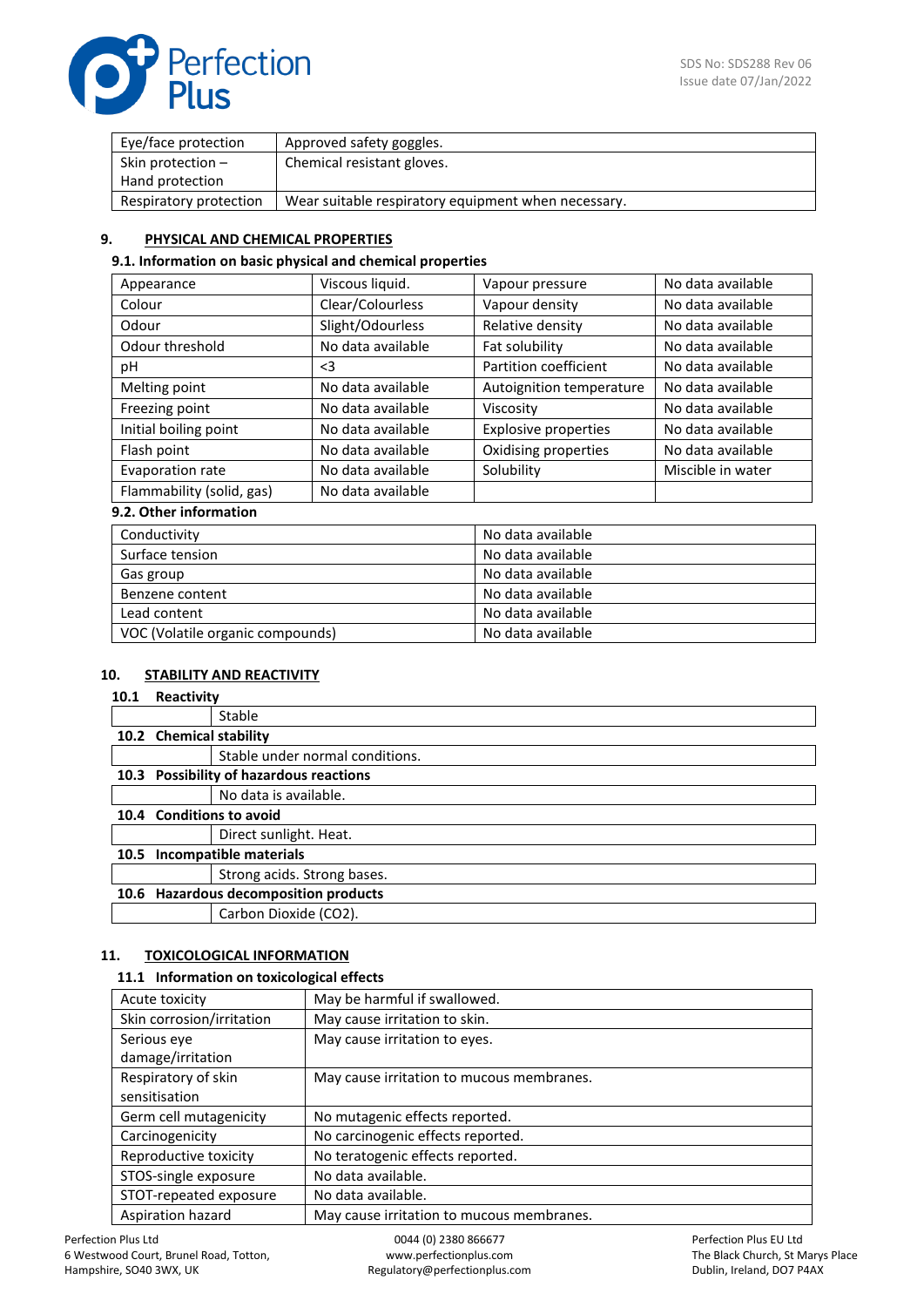| | |
|---|---|
| Eye/face protection | Approved safety goggles. |
| Skin protection – Hand protection | Chemical resistant gloves. |
| Respiratory protection | Wear suitable respiratory equipment when necessary. |

## 9. PHYSICAL AND CHEMICAL PROPERTIES

### 9.1. Information on basic physical and chemical properties

| | | | |
|---|---|---|---|
| Appearance | Viscous liquid. | Vapour pressure | No data available |
| Colour | Clear/Colourless | Vapour density | No data available |
| Odour | Slight/Odourless | Relative density | No data available |
| Odour threshold | No data available | Fat solubility | No data available |
| pH | <3 | Partition coefficient | No data available |
| Melting point | No data available | Autoignition temperature | No data available |
| Freezing point | No data available | Viscosity | No data available |
| Initial boiling point | No data available | Explosive properties | No data available |
| Flash point | No data available | Oxidising properties | No data available |
| Evaporation rate | No data available | Solubility | Miscible in water |
| Flammability (solid, gas) | No data available | | |

### 9.2. Other information

| | |
|---|---|
| Conductivity | No data available |
| Surface tension | No data available |
| Gas group | No data available |
| Benzene content | No data available |
| Lead content | No data available |
| VOC (Volatile organic compounds) | No data available |

## 10. STABILITY AND REACTIVITY

**10.1 Reactivity**

Stable

**10.2 Chemical stability**

Stable under normal conditions.

**10.3 Possibility of hazardous reactions**

No data is available.

**10.4 Conditions to avoid**

Direct sunlight. Heat.

**10.5 Incompatible materials**

Strong acids. Strong bases.

**10.6 Hazardous decomposition products**

Carbon Dioxide ($CO_2$).

## 11. TOXICOLOGICAL INFORMATION

### 11.1 Information on toxicological effects

| | |
|---|---|
| Acute toxicity | May be harmful if swallowed. |
| Skin corrosion/irritation | May cause irritation to skin. |
| Serious eye damage/irritation | May cause irritation to eyes. |
| Respiratory of skin sensitisation | May cause irritation to mucous membranes. |
| Germ cell mutagenicity | No mutagenic effects reported. |
| Carcinogenicity | No carcinogenic effects reported. |
| Reproductive toxicity | No teratogenic effects reported. |
| STOS-single exposure | No data available. |
| STOT-repeated exposure | No data available. |
| Aspiration hazard | May cause irritation to mucous membranes. |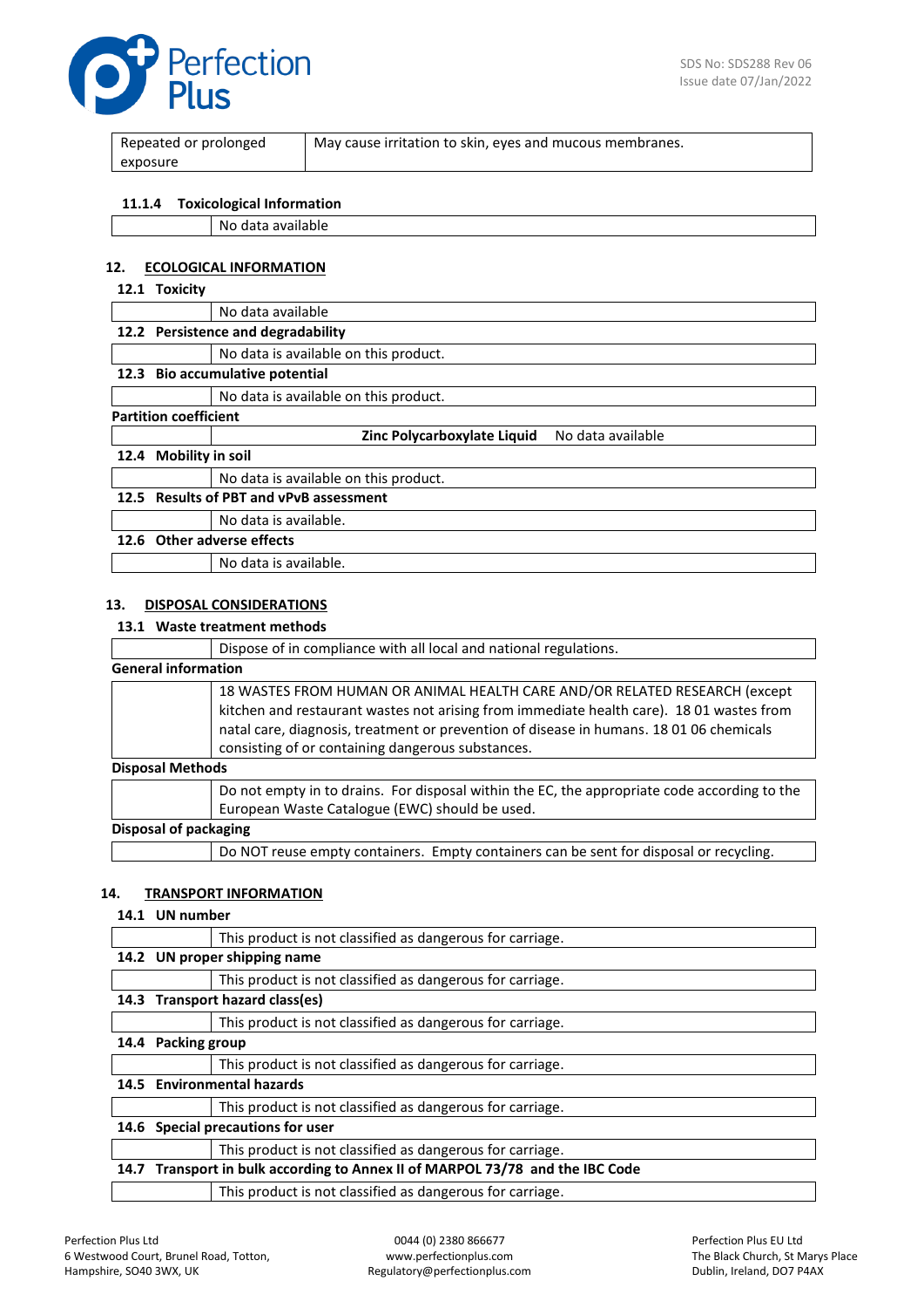| Repeated or prolonged exposure | May cause irritation to skin, eyes and mucous membranes. |
|---|---|

**11.1.4 Toxicological Information**

| | No data available |
|---|---|

## 12. ECOLOGICAL INFORMATION

**12.1 Toxicity**

| | No data available |
|---|---|

**12.2 Persistence and degradability**

| | No data is available on this product. |
|---|---|

**12.3 Bio accumulative potential**

| | No data is available on this product. |
|---|---|

**Partition coefficient**

| | Zinc Polycarboxylate Liquid | No data available |
|---|---|---|

**12.4 Mobility in soil**

| | No data is available on this product. |
|---|---|

**12.5 Results of PBT and vPvB assessment**

| | No data is available. |
|---|---|

**12.6 Other adverse effects**

| | No data is available. |
|---|---|

## 13. DISPOSAL CONSIDERATIONS

**13.1 Waste treatment methods**

| | Dispose of in compliance with all local and national regulations. |
|---|---|

**General information**

| | 18 WASTES FROM HUMAN OR ANIMAL HEALTH CARE AND/OR RELATED RESEARCH (except kitchen and restaurant wastes not arising from immediate health care). 18 01 wastes from natal care, diagnosis, treatment or prevention of disease in humans. 18 01 06 chemicals consisting of or containing dangerous substances. |
|---|---|

**Disposal Methods**

| | Do not empty in to drains. For disposal within the EC, the appropriate code according to the European Waste Catalogue (EWC) should be used. |
|---|---|

**Disposal of packaging**

| | Do NOT reuse empty containers. Empty containers can be sent for disposal or recycling. |
|---|---|

## 14. TRANSPORT INFORMATION

**14.1 UN number**

| | This product is not classified as dangerous for carriage. |
|---|---|

**14.2 UN proper shipping name**

| | This product is not classified as dangerous for carriage. |
|---|---|

**14.3 Transport hazard class(es)**

| | This product is not classified as dangerous for carriage. |
|---|---|

**14.4 Packing group**

| | This product is not classified as dangerous for carriage. |
|---|---|

**14.5 Environmental hazards**

| | This product is not classified as dangerous for carriage. |
|---|---|

**14.6 Special precautions for user**

| | This product is not classified as dangerous for carriage. |
|---|---|

**14.7 Transport in bulk according to Annex II of MARPOL 73/78 and the IBC Code**

| | This product is not classified as dangerous for carriage. |
|---|---|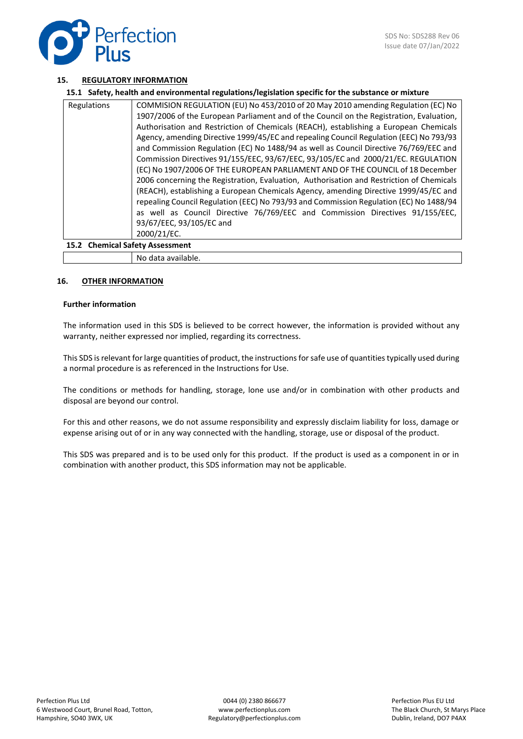## 15. REGULATORY INFORMATION

### 15.1 Safety, health and environmental regulations/legislation specific for the substance or mixture

| | |
|---|---|
| Regulations | COMMISION REGULATION (EU) No 453/2010 of 20 May 2010 amending Regulation (EC) No 1907/2006 of the European Parliament and of the Council on the Registration, Evaluation, Authorisation and Restriction of Chemicals (REACH), establishing a European Chemicals Agency, amending Directive 1999/45/EC and repealing Council Regulation (EEC) No 793/93 and Commission Regulation (EC) No 1488/94 as well as Council Directive 76/769/EEC and Commission Directives 91/155/EEC, 93/67/EEC, 93/105/EC and 2000/21/EC. REGULATION (EC) No 1907/2006 OF THE EUROPEAN PARLIAMENT AND OF THE COUNCIL of 18 December 2006 concerning the Registration, Evaluation, Authorisation and Restriction of Chemicals (REACH), establishing a European Chemicals Agency, amending Directive 1999/45/EC and repealing Council Regulation (EEC) No 793/93 and Commission Regulation (EC) No 1488/94 as well as Council Directive 76/769/EEC and Commission Directives 91/155/EEC, 93/67/EEC, 93/105/EC and 2000/21/EC. |

### 15.2 Chemical Safety Assessment

| | |
|---|---|
| | No data available. |

## 16. OTHER INFORMATION

**Further information**

The information used in this SDS is believed to be correct however, the information is provided without any warranty, neither expressed nor implied, regarding its correctness.

This SDS is relevant for large quantities of product, the instructions for safe use of quantities typically used during a normal procedure is as referenced in the Instructions for Use.

The conditions or methods for handling, storage, lone use and/or in combination with other products and disposal are beyond our control.

For this and other reasons, we do not assume responsibility and expressly disclaim liability for loss, damage or expense arising out of or in any way connected with the handling, storage, use or disposal of the product.

This SDS was prepared and is to be used only for this product. If the product is used as a component in or in combination with another product, this SDS information may not be applicable.